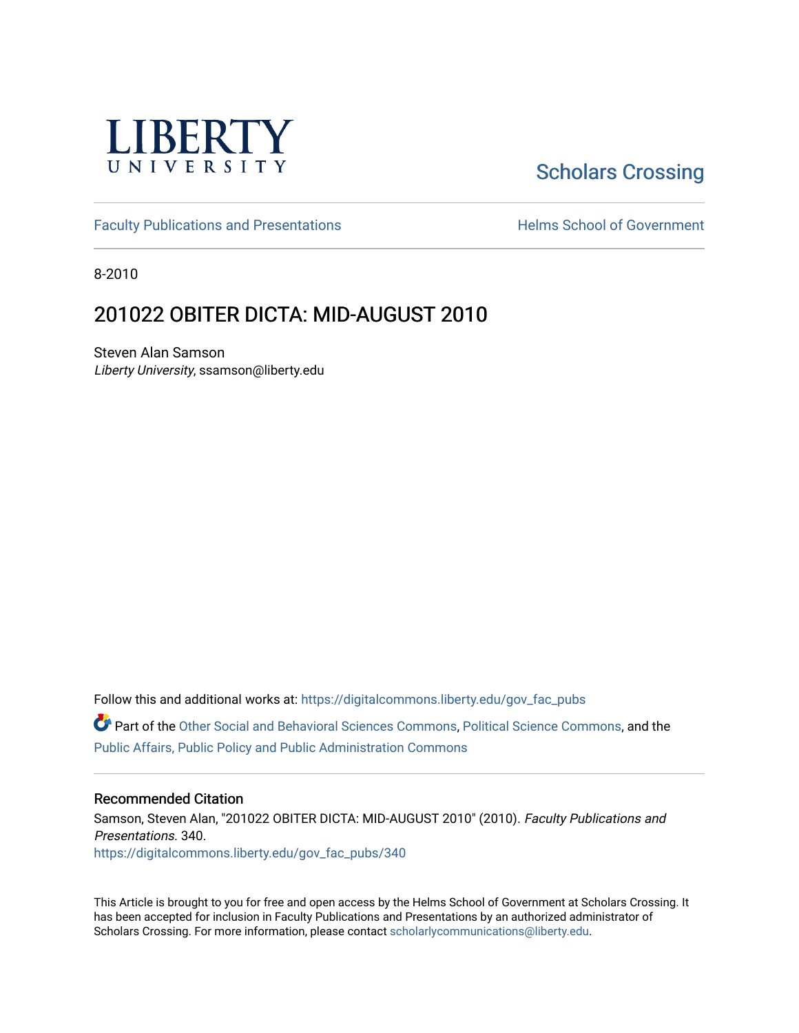LIBERTY UNIVERSITY

Scholars Crossing

Faculty Publications and Presentations

Helms School of Government

8-2010

# 201022 OBITER DICTA: MID-AUGUST 2010

Steven Alan Samson
*Liberty University*, ssamson@liberty.edu

Follow this and additional works at: https://digitalcommons.liberty.edu/gov_fac_pubs

Part of the Other Social and Behavioral Sciences Commons, Political Science Commons, and the Public Affairs, Public Policy and Public Administration Commons

## Recommended Citation

Samson, Steven Alan, "201022 OBITER DICTA: MID-AUGUST 2010" (2010). *Faculty Publications and Presentations*. 340.
https://digitalcommons.liberty.edu/gov_fac_pubs/340

This Article is brought to you for free and open access by the Helms School of Government at Scholars Crossing. It has been accepted for inclusion in Faculty Publications and Presentations by an authorized administrator of Scholars Crossing. For more information, please contact scholarlycommunications@liberty.edu.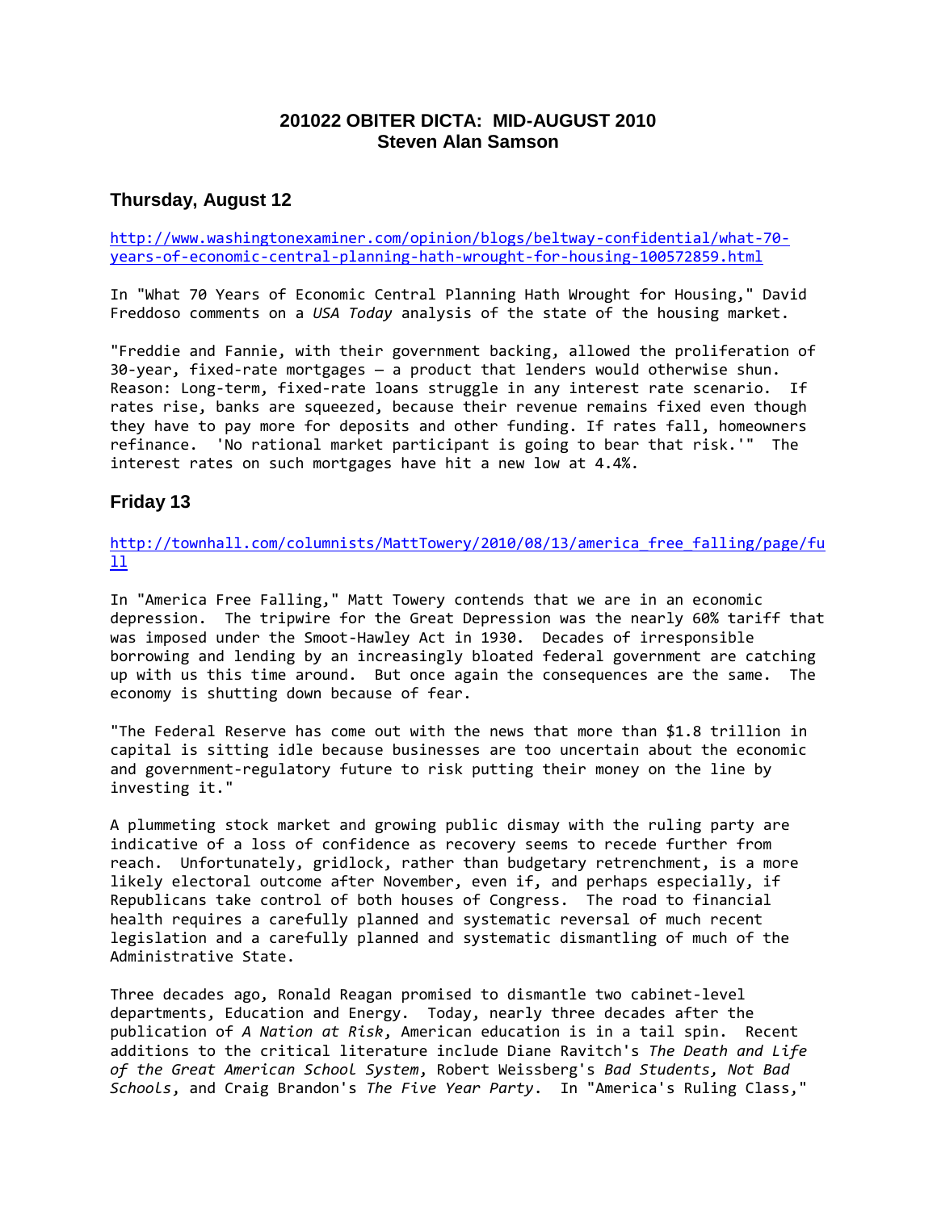## 201022 OBITER DICTA: MID-AUGUST 2010
## Steven Alan Samson

### Thursday, August 12

http://www.washingtonexaminer.com/opinion/blogs/beltway-confidential/what-70-years-of-economic-central-planning-hath-wrought-for-housing-100572859.html

In "What 70 Years of Economic Central Planning Hath Wrought for Housing," David Freddoso comments on a *USA Today* analysis of the state of the housing market.

"Freddie and Fannie, with their government backing, allowed the proliferation of 30-year, fixed-rate mortgages — a product that lenders would otherwise shun. Reason: Long-term, fixed-rate loans struggle in any interest rate scenario. If rates rise, banks are squeezed, because their revenue remains fixed even though they have to pay more for deposits and other funding. If rates fall, homeowners refinance. 'No rational market participant is going to bear that risk.'" The interest rates on such mortgages have hit a new low at 4.4%.

### Friday 13

http://townhall.com/columnists/MattTowery/2010/08/13/america_free_falling/page/full

In "America Free Falling," Matt Towery contends that we are in an economic depression. The tripwire for the Great Depression was the nearly 60% tariff that was imposed under the Smoot-Hawley Act in 1930. Decades of irresponsible borrowing and lending by an increasingly bloated federal government are catching up with us this time around. But once again the consequences are the same. The economy is shutting down because of fear.

"The Federal Reserve has come out with the news that more than $1.8 trillion in capital is sitting idle because businesses are too uncertain about the economic and government-regulatory future to risk putting their money on the line by investing it."

A plummeting stock market and growing public dismay with the ruling party are indicative of a loss of confidence as recovery seems to recede further from reach. Unfortunately, gridlock, rather than budgetary retrenchment, is a more likely electoral outcome after November, even if, and perhaps especially, if Republicans take control of both houses of Congress. The road to financial health requires a carefully planned and systematic reversal of much recent legislation and a carefully planned and systematic dismantling of much of the Administrative State.

Three decades ago, Ronald Reagan promised to dismantle two cabinet-level departments, Education and Energy. Today, nearly three decades after the publication of *A Nation at Risk*, American education is in a tail spin. Recent additions to the critical literature include Diane Ravitch's *The Death and Life of the Great American School System*, Robert Weissberg's *Bad Students, Not Bad Schools*, and Craig Brandon's *The Five Year Party*. In "America's Ruling Class,"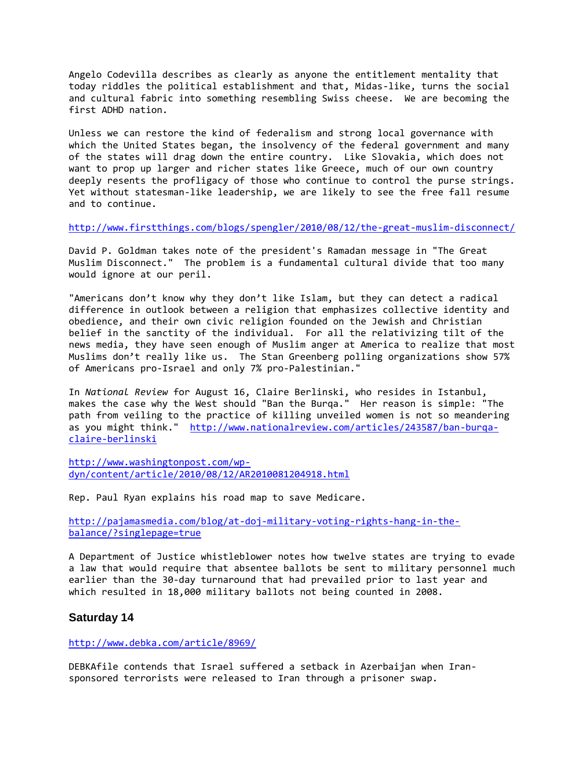Angelo Codevilla describes as clearly as anyone the entitlement mentality that today riddles the political establishment and that, Midas-like, turns the social and cultural fabric into something resembling Swiss cheese. We are becoming the first ADHD nation.

Unless we can restore the kind of federalism and strong local governance with which the United States began, the insolvency of the federal government and many of the states will drag down the entire country. Like Slovakia, which does not want to prop up larger and richer states like Greece, much of our own country deeply resents the profligacy of those who continue to control the purse strings. Yet without statesman-like leadership, we are likely to see the free fall resume and to continue.

http://www.firstthings.com/blogs/spengler/2010/08/12/the-great-muslim-disconnect/

David P. Goldman takes note of the president's Ramadan message in "The Great Muslim Disconnect." The problem is a fundamental cultural divide that too many would ignore at our peril.

"Americans don't know why they don't like Islam, but they can detect a radical difference in outlook between a religion that emphasizes collective identity and obedience, and their own civic religion founded on the Jewish and Christian belief in the sanctity of the individual. For all the relativizing tilt of the news media, they have seen enough of Muslim anger at America to realize that most Muslims don't really like us. The Stan Greenberg polling organizations show 57% of Americans pro-Israel and only 7% pro-Palestinian."

In *National Review* for August 16, Claire Berlinski, who resides in Istanbul, makes the case why the West should "Ban the Burqa." Her reason is simple: "The path from veiling to the practice of killing unveiled women is not so meandering as you might think." http://www.nationalreview.com/articles/243587/ban-burqa-claire-berlinski

http://www.washingtonpost.com/wp-dyn/content/article/2010/08/12/AR2010081204918.html

Rep. Paul Ryan explains his road map to save Medicare.

http://pajamasmedia.com/blog/at-doj-military-voting-rights-hang-in-the-balance/?singlepage=true

A Department of Justice whistleblower notes how twelve states are trying to evade a law that would require that absentee ballots be sent to military personnel much earlier than the 30-day turnaround that had prevailed prior to last year and which resulted in 18,000 military ballots not being counted in 2008.

## Saturday 14

http://www.debka.com/article/8969/

DEBKAfile contends that Israel suffered a setback in Azerbaijan when Iran-sponsored terrorists were released to Iran through a prisoner swap.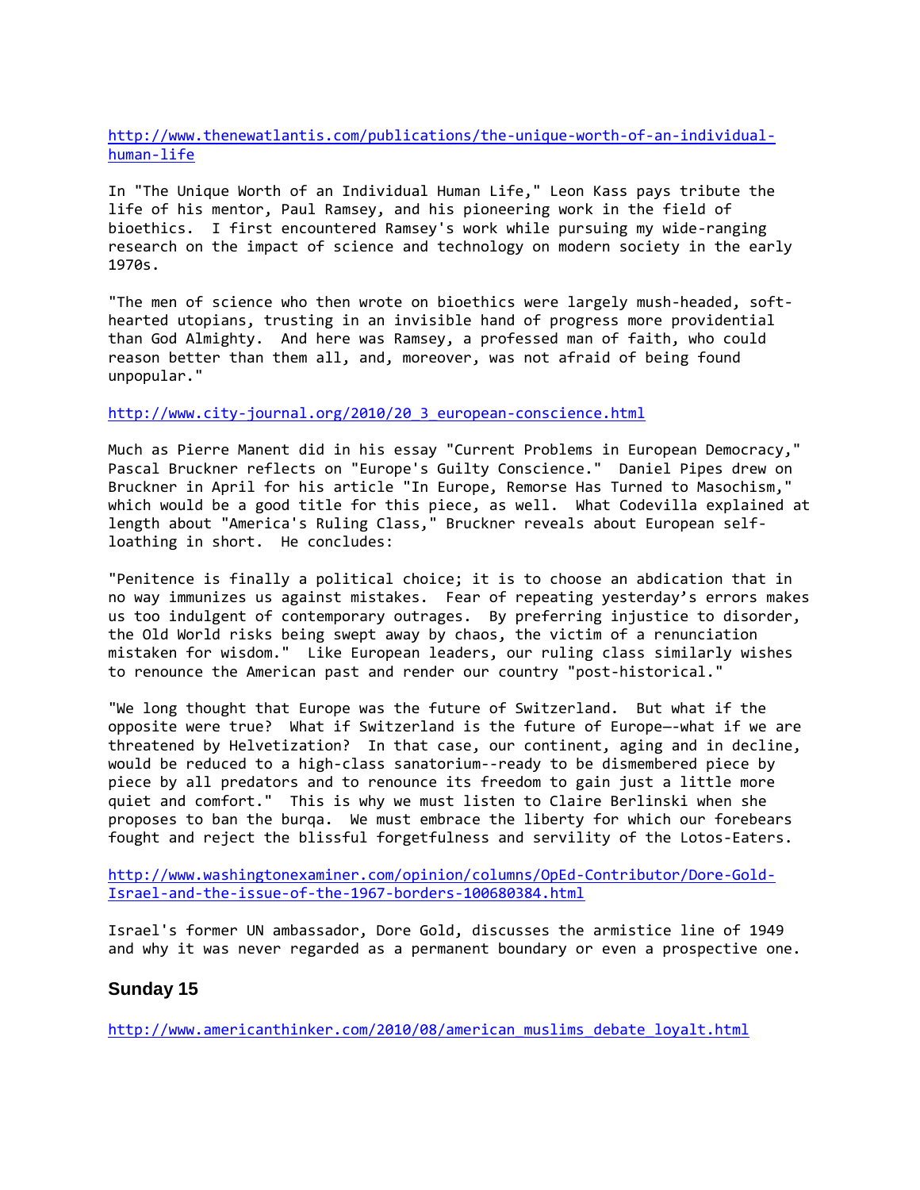http://www.thenewatlantis.com/publications/the-unique-worth-of-an-individual-human-life

In "The Unique Worth of an Individual Human Life," Leon Kass pays tribute the life of his mentor, Paul Ramsey, and his pioneering work in the field of bioethics. I first encountered Ramsey's work while pursuing my wide-ranging research on the impact of science and technology on modern society in the early 1970s.

"The men of science who then wrote on bioethics were largely mush-headed, soft-hearted utopians, trusting in an invisible hand of progress more providential than God Almighty. And here was Ramsey, a professed man of faith, who could reason better than them all, and, moreover, was not afraid of being found unpopular."

http://www.city-journal.org/2010/20_3_european-conscience.html

Much as Pierre Manent did in his essay "Current Problems in European Democracy," Pascal Bruckner reflects on "Europe's Guilty Conscience." Daniel Pipes drew on Bruckner in April for his article "In Europe, Remorse Has Turned to Masochism," which would be a good title for this piece, as well. What Codevilla explained at length about "America's Ruling Class," Bruckner reveals about European self-loathing in short. He concludes:

"Penitence is finally a political choice; it is to choose an abdication that in no way immunizes us against mistakes. Fear of repeating yesterday's errors makes us too indulgent of contemporary outrages. By preferring injustice to disorder, the Old World risks being swept away by chaos, the victim of a renunciation mistaken for wisdom." Like European leaders, our ruling class similarly wishes to renounce the American past and render our country "post-historical."

"We long thought that Europe was the future of Switzerland. But what if the opposite were true? What if Switzerland is the future of Europe—-what if we are threatened by Helvetization? In that case, our continent, aging and in decline, would be reduced to a high-class sanatorium--ready to be dismembered piece by piece by all predators and to renounce its freedom to gain just a little more quiet and comfort." This is why we must listen to Claire Berlinski when she proposes to ban the burqa. We must embrace the liberty for which our forebears fought and reject the blissful forgetfulness and servility of the Lotos-Eaters.

http://www.washingtonexaminer.com/opinion/columns/OpEd-Contributor/Dore-Gold-Israel-and-the-issue-of-the-1967-borders-100680384.html

Israel's former UN ambassador, Dore Gold, discusses the armistice line of 1949 and why it was never regarded as a permanent boundary or even a prospective one.

## Sunday 15

http://www.americanthinker.com/2010/08/american_muslims_debate_loyalt.html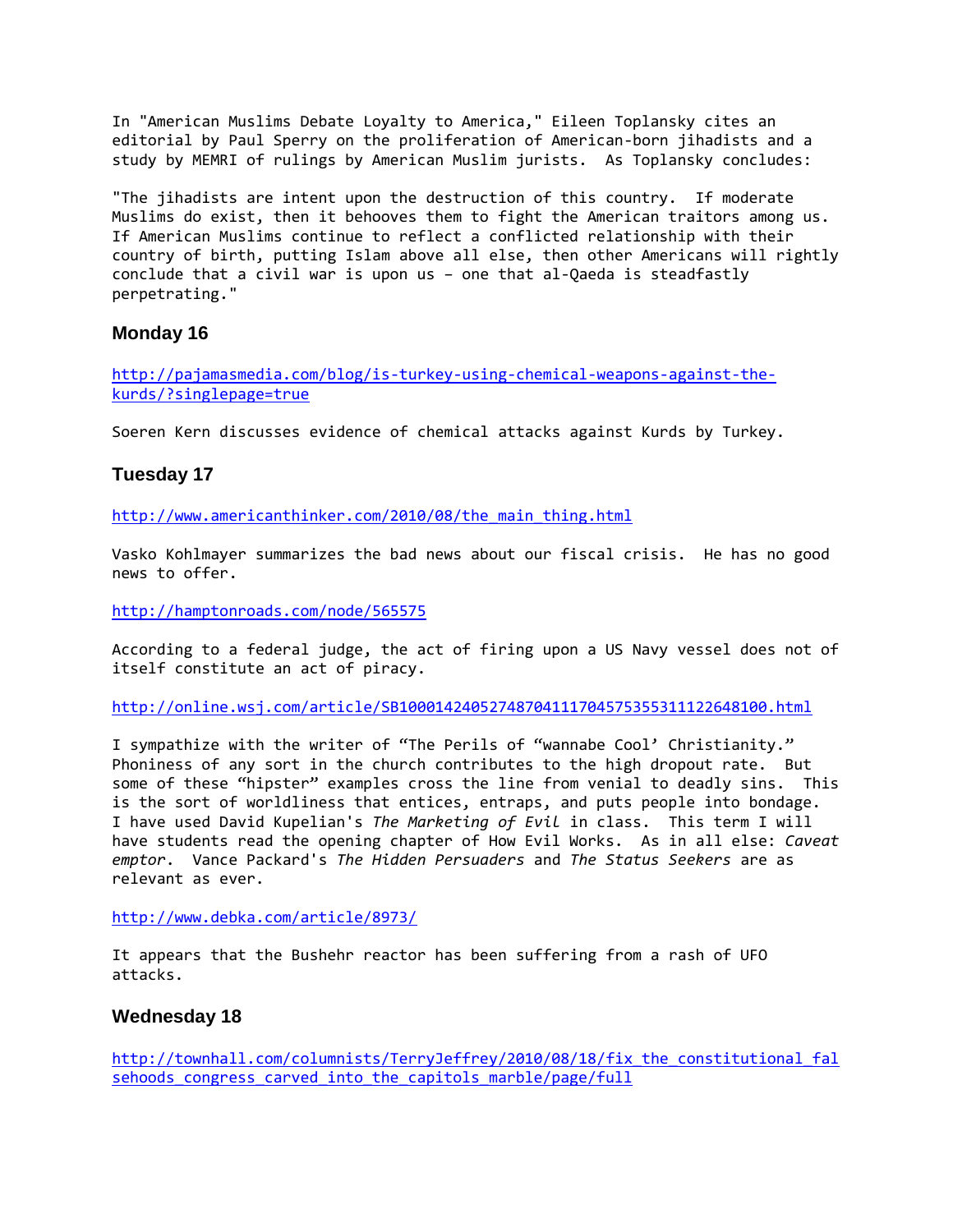In "American Muslims Debate Loyalty to America," Eileen Toplansky cites an editorial by Paul Sperry on the proliferation of American-born jihadists and a study by MEMRI of rulings by American Muslim jurists. As Toplansky concludes:

"The jihadists are intent upon the destruction of this country. If moderate Muslims do exist, then it behooves them to fight the American traitors among us. If American Muslims continue to reflect a conflicted relationship with their country of birth, putting Islam above all else, then other Americans will rightly conclude that a civil war is upon us – one that al-Qaeda is steadfastly perpetrating."

### Monday 16

http://pajamasmedia.com/blog/is-turkey-using-chemical-weapons-against-the-kurds/?singlepage=true

Soeren Kern discusses evidence of chemical attacks against Kurds by Turkey.

### Tuesday 17

http://www.americanthinker.com/2010/08/the_main_thing.html

Vasko Kohlmayer summarizes the bad news about our fiscal crisis. He has no good news to offer.

http://hamptonroads.com/node/565575

According to a federal judge, the act of firing upon a US Navy vessel does not of itself constitute an act of piracy.

http://online.wsj.com/article/SB10001424052748704111704575355311122648100.html

I sympathize with the writer of "The Perils of "wannabe Cool' Christianity." Phoniness of any sort in the church contributes to the high dropout rate. But some of these "hipster" examples cross the line from venial to deadly sins. This is the sort of worldliness that entices, entraps, and puts people into bondage. I have used David Kupelian's *The Marketing of Evil* in class. This term I will have students read the opening chapter of How Evil Works. As in all else: *Caveat emptor*. Vance Packard's *The Hidden Persuaders* and *The Status Seekers* are as relevant as ever.

http://www.debka.com/article/8973/

It appears that the Bushehr reactor has been suffering from a rash of UFO attacks.

### Wednesday 18

http://townhall.com/columnists/TerryJeffrey/2010/08/18/fix_the_constitutional_falsehoods_congress_carved_into_the_capitols_marble/page/full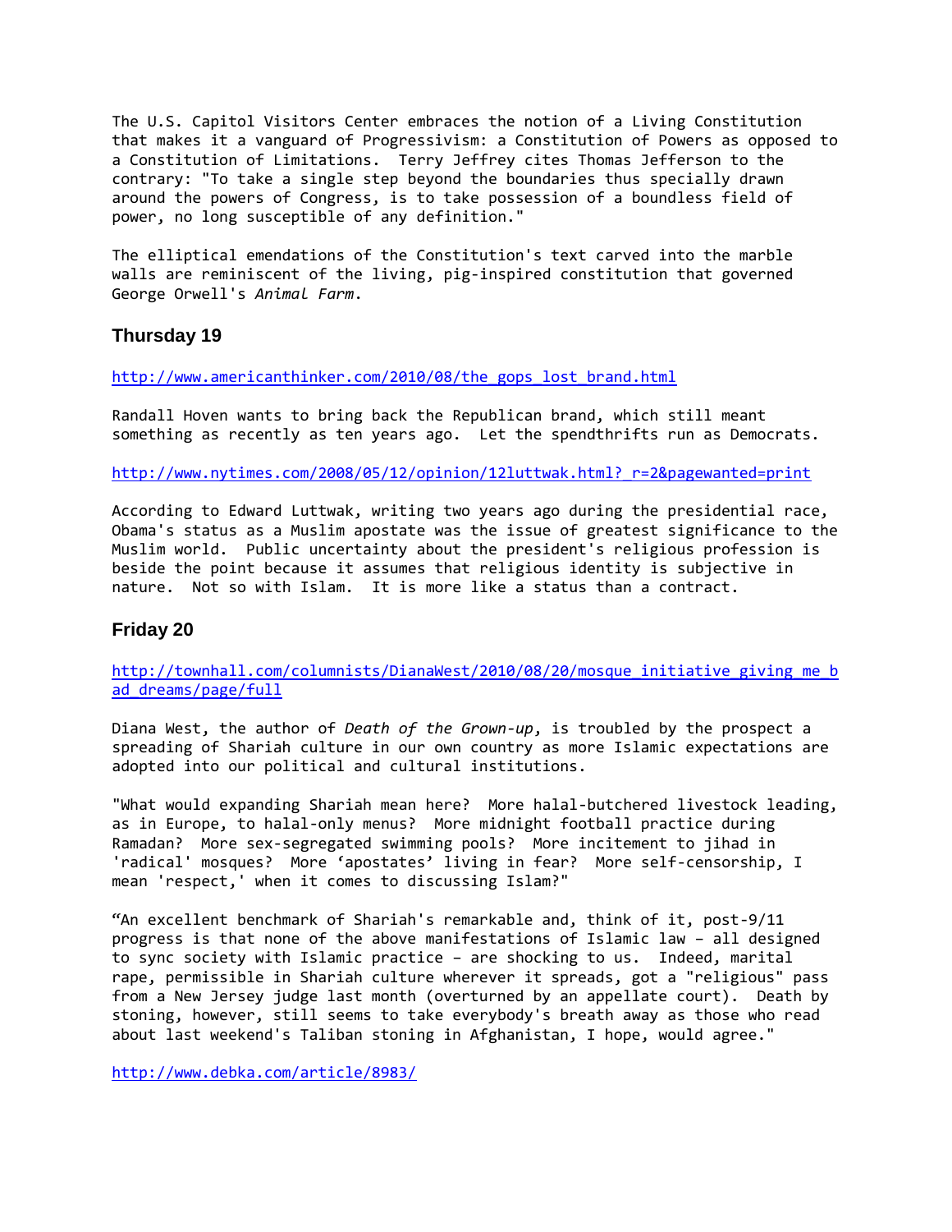The U.S. Capitol Visitors Center embraces the notion of a Living Constitution that makes it a vanguard of Progressivism: a Constitution of Powers as opposed to a Constitution of Limitations. Terry Jeffrey cites Thomas Jefferson to the contrary: "To take a single step beyond the boundaries thus specially drawn around the powers of Congress, is to take possession of a boundless field of power, no long susceptible of any definition."

The elliptical emendations of the Constitution's text carved into the marble walls are reminiscent of the living, pig-inspired constitution that governed George Orwell's *Animal Farm*.

### Thursday 19

http://www.americanthinker.com/2010/08/the_gops_lost_brand.html

Randall Hoven wants to bring back the Republican brand, which still meant something as recently as ten years ago. Let the spendthrifts run as Democrats.

http://www.nytimes.com/2008/05/12/opinion/12luttwak.html?_r=2&pagewanted=print

According to Edward Luttwak, writing two years ago during the presidential race, Obama's status as a Muslim apostate was the issue of greatest significance to the Muslim world. Public uncertainty about the president's religious profession is beside the point because it assumes that religious identity is subjective in nature. Not so with Islam. It is more like a status than a contract.

### Friday 20

http://townhall.com/columnists/DianaWest/2010/08/20/mosque_initiative_giving_me_bad_dreams/page/full

Diana West, the author of *Death of the Grown-up*, is troubled by the prospect a spreading of Shariah culture in our own country as more Islamic expectations are adopted into our political and cultural institutions.

"What would expanding Shariah mean here? More halal-butchered livestock leading, as in Europe, to halal-only menus? More midnight football practice during Ramadan? More sex-segregated swimming pools? More incitement to jihad in 'radical' mosques? More 'apostates' living in fear? More self-censorship, I mean 'respect,' when it comes to discussing Islam?"

"An excellent benchmark of Shariah's remarkable and, think of it, post-9/11 progress is that none of the above manifestations of Islamic law – all designed to sync society with Islamic practice – are shocking to us. Indeed, marital rape, permissible in Shariah culture wherever it spreads, got a "religious" pass from a New Jersey judge last month (overturned by an appellate court). Death by stoning, however, still seems to take everybody's breath away as those who read about last weekend's Taliban stoning in Afghanistan, I hope, would agree."

http://www.debka.com/article/8983/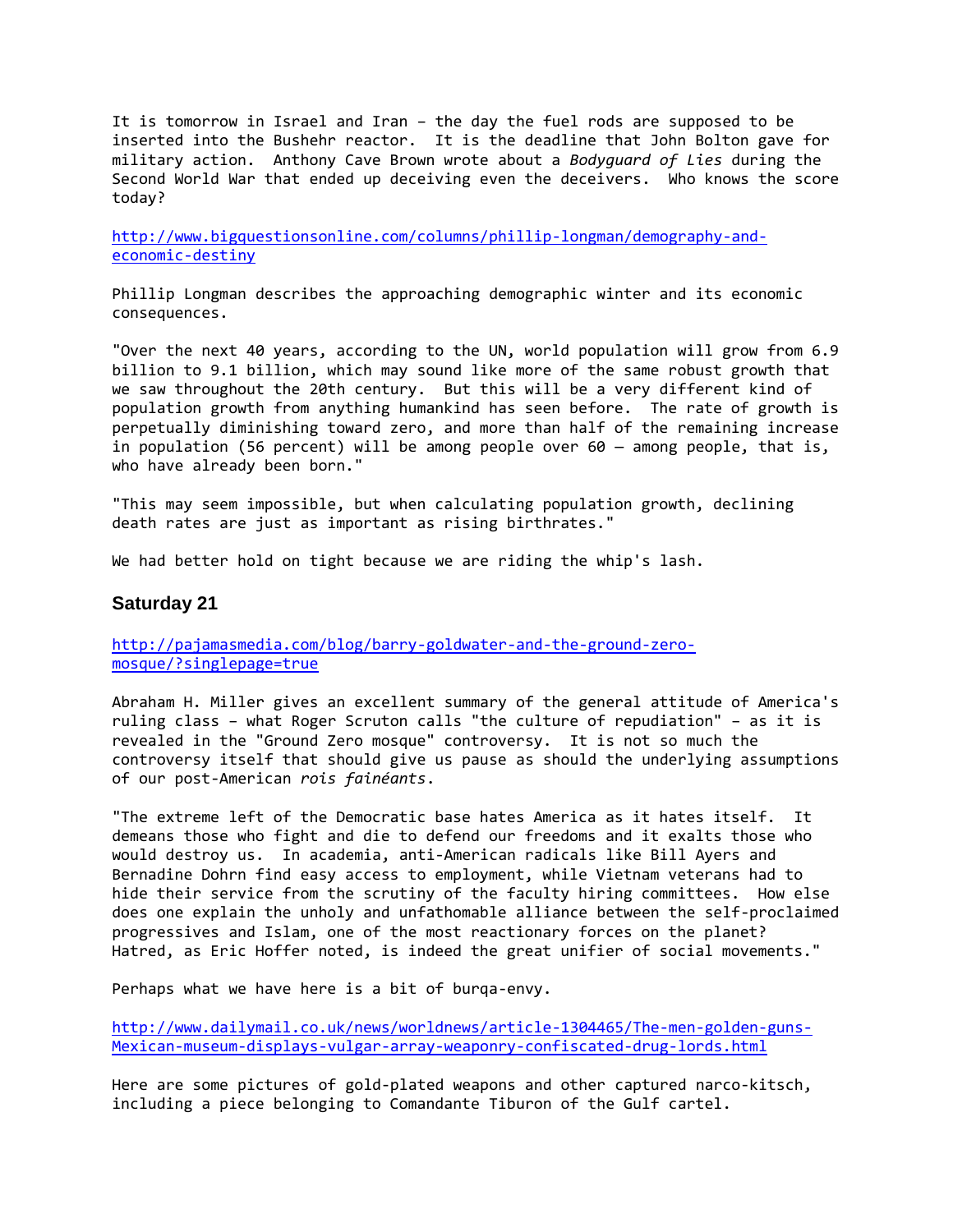It is tomorrow in Israel and Iran – the day the fuel rods are supposed to be inserted into the Bushehr reactor. It is the deadline that John Bolton gave for military action. Anthony Cave Brown wrote about a *Bodyguard of Lies* during the Second World War that ended up deceiving even the deceivers. Who knows the score today?

http://www.bigquestionsonline.com/columns/phillip-longman/demography-and-economic-destiny

Phillip Longman describes the approaching demographic winter and its economic consequences.

"Over the next 40 years, according to the UN, world population will grow from 6.9 billion to 9.1 billion, which may sound like more of the same robust growth that we saw throughout the 20th century. But this will be a very different kind of population growth from anything humankind has seen before. The rate of growth is perpetually diminishing toward zero, and more than half of the remaining increase in population (56 percent) will be among people over 60 — among people, that is, who have already been born."

"This may seem impossible, but when calculating population growth, declining death rates are just as important as rising birthrates."

We had better hold on tight because we are riding the whip's lash.

### Saturday 21

http://pajamasmedia.com/blog/barry-goldwater-and-the-ground-zero-mosque/?singlepage=true

Abraham H. Miller gives an excellent summary of the general attitude of America's ruling class – what Roger Scruton calls "the culture of repudiation" – as it is revealed in the "Ground Zero mosque" controversy. It is not so much the controversy itself that should give us pause as should the underlying assumptions of our post-American *rois fainéants*.

"The extreme left of the Democratic base hates America as it hates itself. It demeans those who fight and die to defend our freedoms and it exalts those who would destroy us. In academia, anti-American radicals like Bill Ayers and Bernadine Dohrn find easy access to employment, while Vietnam veterans had to hide their service from the scrutiny of the faculty hiring committees. How else does one explain the unholy and unfathomable alliance between the self-proclaimed progressives and Islam, one of the most reactionary forces on the planet? Hatred, as Eric Hoffer noted, is indeed the great unifier of social movements."

Perhaps what we have here is a bit of burqa-envy.

http://www.dailymail.co.uk/news/worldnews/article-1304465/The-men-golden-guns-Mexican-museum-displays-vulgar-array-weaponry-confiscated-drug-lords.html

Here are some pictures of gold-plated weapons and other captured narco-kitsch, including a piece belonging to Comandante Tiburon of the Gulf cartel.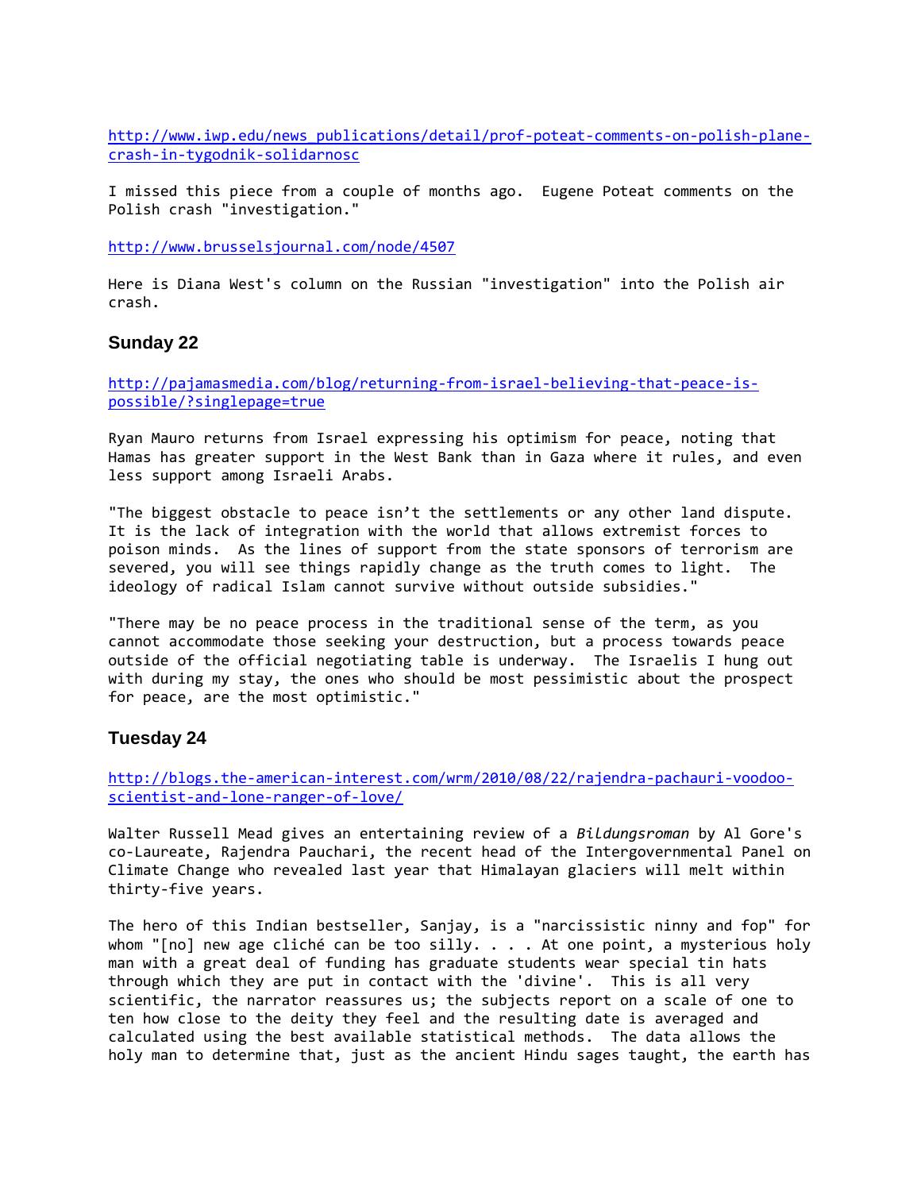http://www.iwp.edu/news_publications/detail/prof-poteat-comments-on-polish-plane-crash-in-tygodnik-solidarnosc

I missed this piece from a couple of months ago. Eugene Poteat comments on the Polish crash "investigation."

http://www.brusselsjournal.com/node/4507

Here is Diana West's column on the Russian "investigation" into the Polish air crash.

### Sunday 22

http://pajamasmedia.com/blog/returning-from-israel-believing-that-peace-is-possible/?singlepage=true

Ryan Mauro returns from Israel expressing his optimism for peace, noting that Hamas has greater support in the West Bank than in Gaza where it rules, and even less support among Israeli Arabs.

"The biggest obstacle to peace isn't the settlements or any other land dispute. It is the lack of integration with the world that allows extremist forces to poison minds. As the lines of support from the state sponsors of terrorism are severed, you will see things rapidly change as the truth comes to light. The ideology of radical Islam cannot survive without outside subsidies."

"There may be no peace process in the traditional sense of the term, as you cannot accommodate those seeking your destruction, but a process towards peace outside of the official negotiating table is underway. The Israelis I hung out with during my stay, the ones who should be most pessimistic about the prospect for peace, are the most optimistic."

### Tuesday 24

http://blogs.the-american-interest.com/wrm/2010/08/22/rajendra-pachauri-voodoo-scientist-and-lone-ranger-of-love/

Walter Russell Mead gives an entertaining review of a *Bildungsroman* by Al Gore's co-Laureate, Rajendra Pauchari, the recent head of the Intergovernmental Panel on Climate Change who revealed last year that Himalayan glaciers will melt within thirty-five years.

The hero of this Indian bestseller, Sanjay, is a "narcissistic ninny and fop" for whom "[no] new age cliché can be too silly. . . . At one point, a mysterious holy man with a great deal of funding has graduate students wear special tin hats through which they are put in contact with the 'divine'. This is all very scientific, the narrator reassures us; the subjects report on a scale of one to ten how close to the deity they feel and the resulting date is averaged and calculated using the best available statistical methods. The data allows the holy man to determine that, just as the ancient Hindu sages taught, the earth has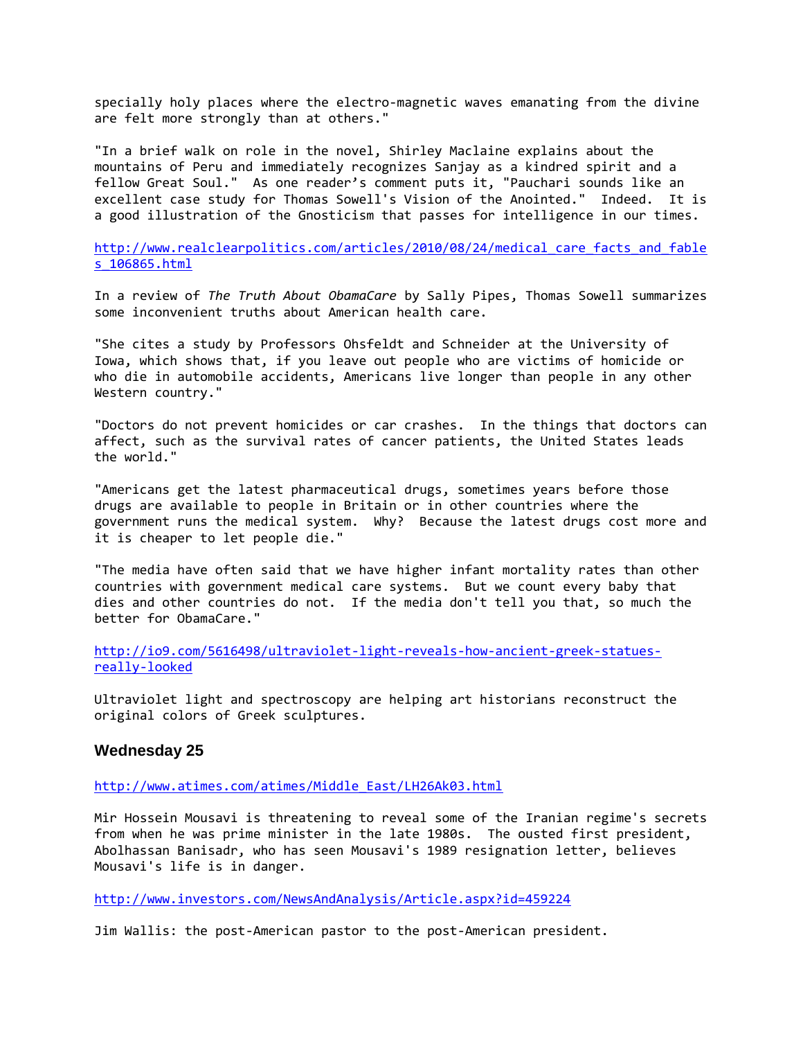specially holy places where the electro-magnetic waves emanating from the divine are felt more strongly than at others."

"In a brief walk on role in the novel, Shirley Maclaine explains about the mountains of Peru and immediately recognizes Sanjay as a kindred spirit and a fellow Great Soul."  As one reader's comment puts it, "Pauchari sounds like an excellent case study for Thomas Sowell's Vision of the Anointed."  Indeed.  It is a good illustration of the Gnosticism that passes for intelligence in our times.

http://www.realclearpolitics.com/articles/2010/08/24/medical_care_facts_and_fables_106865.html

In a review of *The Truth About ObamaCare* by Sally Pipes, Thomas Sowell summarizes some inconvenient truths about American health care.

"She cites a study by Professors Ohsfeldt and Schneider at the University of Iowa, which shows that, if you leave out people who are victims of homicide or who die in automobile accidents, Americans live longer than people in any other Western country."

"Doctors do not prevent homicides or car crashes.  In the things that doctors can affect, such as the survival rates of cancer patients, the United States leads the world."

"Americans get the latest pharmaceutical drugs, sometimes years before those drugs are available to people in Britain or in other countries where the government runs the medical system.  Why?  Because the latest drugs cost more and it is cheaper to let people die."

"The media have often said that we have higher infant mortality rates than other countries with government medical care systems.  But we count every baby that dies and other countries do not.  If the media don't tell you that, so much the better for ObamaCare."

http://io9.com/5616498/ultraviolet-light-reveals-how-ancient-greek-statues-really-looked

Ultraviolet light and spectroscopy are helping art historians reconstruct the original colors of Greek sculptures.

### Wednesday 25

http://www.atimes.com/atimes/Middle_East/LH26Ak03.html

Mir Hossein Mousavi is threatening to reveal some of the Iranian regime's secrets from when he was prime minister in the late 1980s.  The ousted first president, Abolhassan Banisadr, who has seen Mousavi's 1989 resignation letter, believes Mousavi's life is in danger.

http://www.investors.com/NewsAndAnalysis/Article.aspx?id=459224

Jim Wallis: the post-American pastor to the post-American president.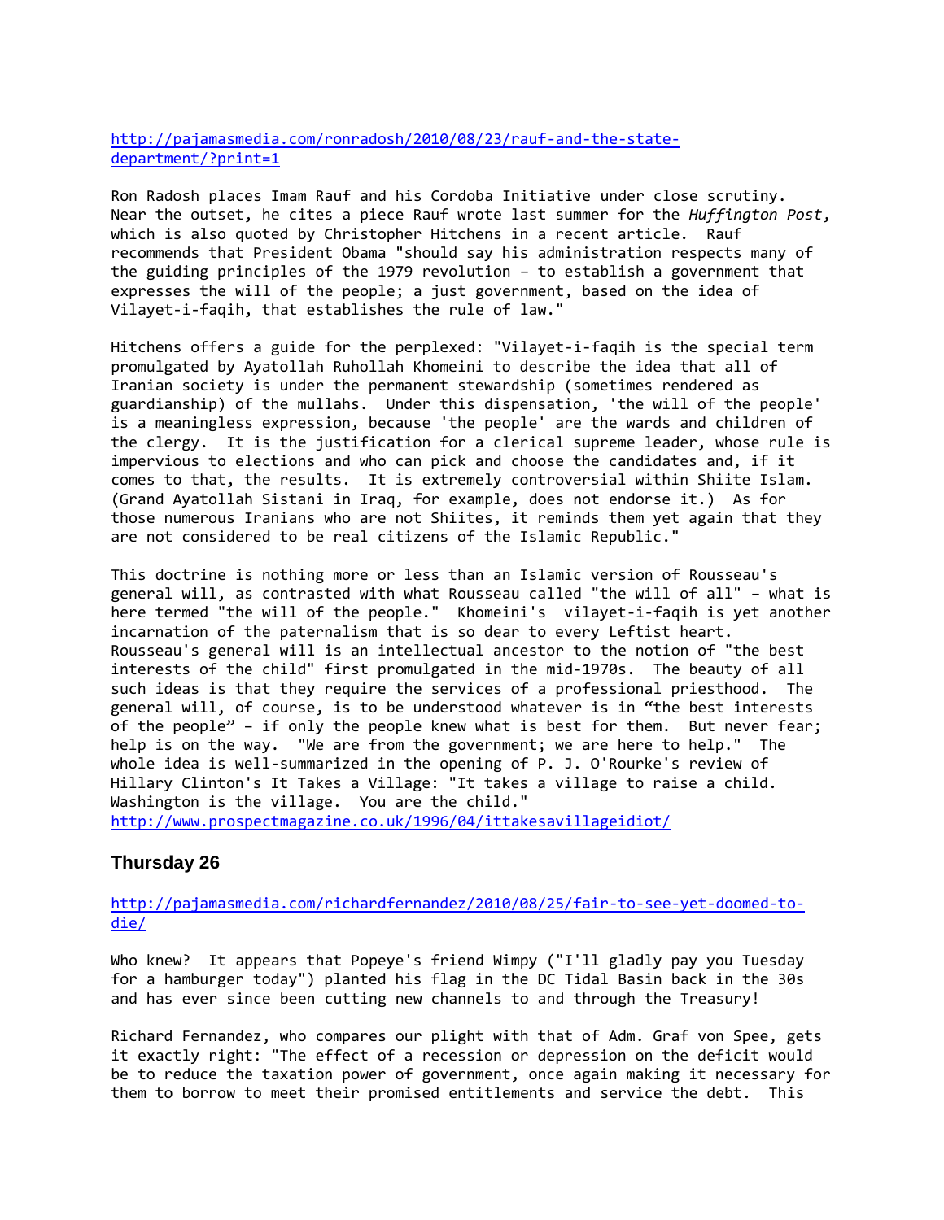http://pajamasmedia.com/ronradosh/2010/08/23/rauf-and-the-state-department/?print=1

Ron Radosh places Imam Rauf and his Cordoba Initiative under close scrutiny. Near the outset, he cites a piece Rauf wrote last summer for the *Huffington Post*, which is also quoted by Christopher Hitchens in a recent article. Rauf recommends that President Obama "should say his administration respects many of the guiding principles of the 1979 revolution – to establish a government that expresses the will of the people; a just government, based on the idea of Vilayet-i-faqih, that establishes the rule of law."

Hitchens offers a guide for the perplexed: "Vilayet-i-faqih is the special term promulgated by Ayatollah Ruhollah Khomeini to describe the idea that all of Iranian society is under the permanent stewardship (sometimes rendered as guardianship) of the mullahs. Under this dispensation, 'the will of the people' is a meaningless expression, because 'the people' are the wards and children of the clergy. It is the justification for a clerical supreme leader, whose rule is impervious to elections and who can pick and choose the candidates and, if it comes to that, the results. It is extremely controversial within Shiite Islam. (Grand Ayatollah Sistani in Iraq, for example, does not endorse it.) As for those numerous Iranians who are not Shiites, it reminds them yet again that they are not considered to be real citizens of the Islamic Republic."

This doctrine is nothing more or less than an Islamic version of Rousseau's general will, as contrasted with what Rousseau called "the will of all" – what is here termed "the will of the people." Khomeini's vilayet-i-faqih is yet another incarnation of the paternalism that is so dear to every Leftist heart. Rousseau's general will is an intellectual ancestor to the notion of "the best interests of the child" first promulgated in the mid-1970s. The beauty of all such ideas is that they require the services of a professional priesthood. The general will, of course, is to be understood whatever is in "the best interests of the people" – if only the people knew what is best for them. But never fear; help is on the way. "We are from the government; we are here to help." The whole idea is well-summarized in the opening of P. J. O'Rourke's review of Hillary Clinton's It Takes a Village: "It takes a village to raise a child. Washington is the village. You are the child."
http://www.prospectmagazine.co.uk/1996/04/ittakesavillageidiot/

## Thursday 26

http://pajamasmedia.com/richardfernandez/2010/08/25/fair-to-see-yet-doomed-to-die/

Who knew? It appears that Popeye's friend Wimpy ("I'll gladly pay you Tuesday for a hamburger today") planted his flag in the DC Tidal Basin back in the 30s and has ever since been cutting new channels to and through the Treasury!

Richard Fernandez, who compares our plight with that of Adm. Graf von Spee, gets it exactly right: "The effect of a recession or depression on the deficit would be to reduce the taxation power of government, once again making it necessary for them to borrow to meet their promised entitlements and service the debt. This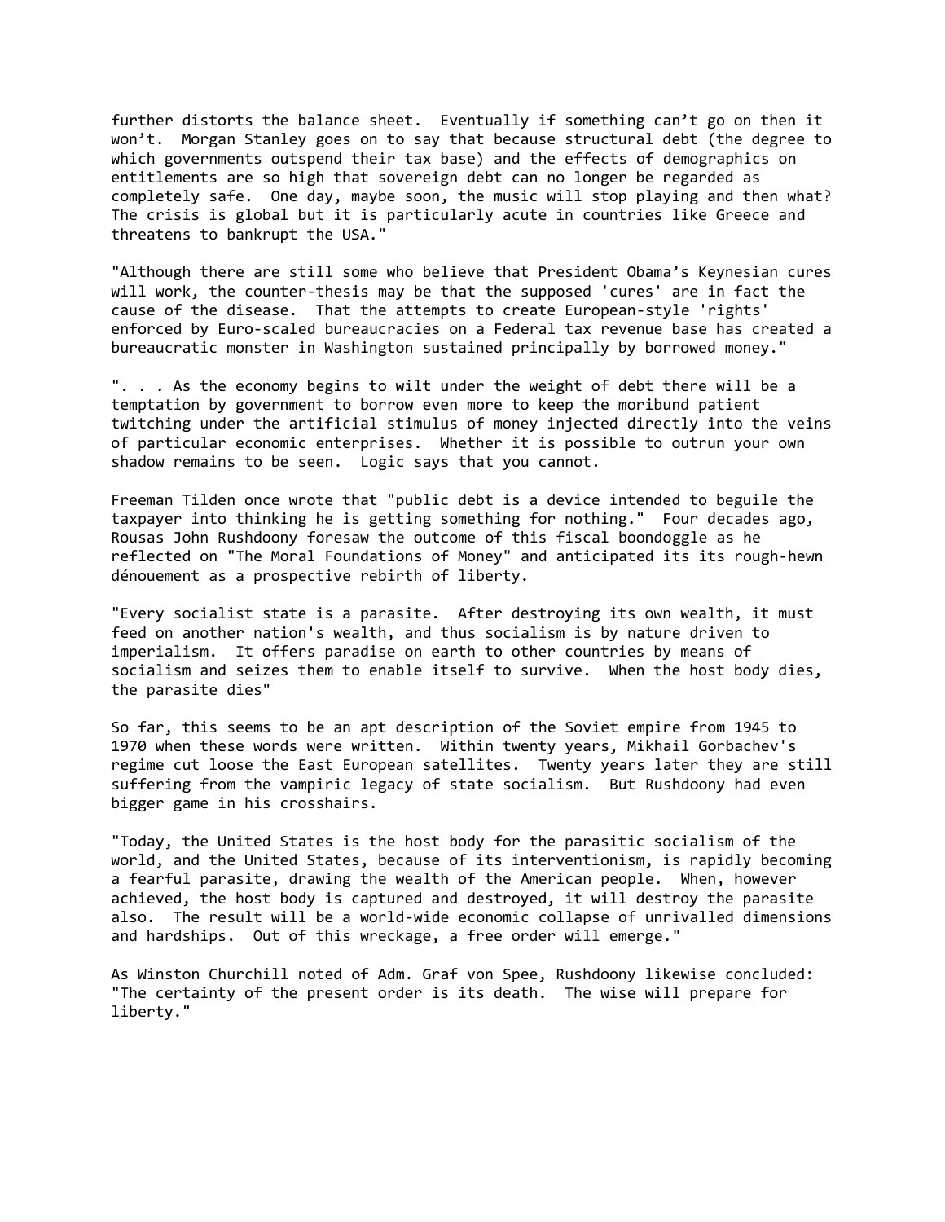further distorts the balance sheet. Eventually if something can't go on then it won't. Morgan Stanley goes on to say that because structural debt (the degree to which governments outspend their tax base) and the effects of demographics on entitlements are so high that sovereign debt can no longer be regarded as completely safe. One day, maybe soon, the music will stop playing and then what? The crisis is global but it is particularly acute in countries like Greece and threatens to bankrupt the USA."

"Although there are still some who believe that President Obama's Keynesian cures will work, the counter-thesis may be that the supposed 'cures' are in fact the cause of the disease. That the attempts to create European-style 'rights' enforced by Euro-scaled bureaucracies on a Federal tax revenue base has created a bureaucratic monster in Washington sustained principally by borrowed money."

". . . As the economy begins to wilt under the weight of debt there will be a temptation by government to borrow even more to keep the moribund patient twitching under the artificial stimulus of money injected directly into the veins of particular economic enterprises. Whether it is possible to outrun your own shadow remains to be seen. Logic says that you cannot.

Freeman Tilden once wrote that "public debt is a device intended to beguile the taxpayer into thinking he is getting something for nothing." Four decades ago, Rousas John Rushdoony foresaw the outcome of this fiscal boondoggle as he reflected on "The Moral Foundations of Money" and anticipated its its rough-hewn dénouement as a prospective rebirth of liberty.

"Every socialist state is a parasite. After destroying its own wealth, it must feed on another nation's wealth, and thus socialism is by nature driven to imperialism. It offers paradise on earth to other countries by means of socialism and seizes them to enable itself to survive. When the host body dies, the parasite dies"

So far, this seems to be an apt description of the Soviet empire from 1945 to 1970 when these words were written. Within twenty years, Mikhail Gorbachev's regime cut loose the East European satellites. Twenty years later they are still suffering from the vampiric legacy of state socialism. But Rushdoony had even bigger game in his crosshairs.

"Today, the United States is the host body for the parasitic socialism of the world, and the United States, because of its interventionism, is rapidly becoming a fearful parasite, drawing the wealth of the American people. When, however achieved, the host body is captured and destroyed, it will destroy the parasite also. The result will be a world-wide economic collapse of unrivalled dimensions and hardships. Out of this wreckage, a free order will emerge."

As Winston Churchill noted of Adm. Graf von Spee, Rushdoony likewise concluded: "The certainty of the present order is its death. The wise will prepare for liberty."